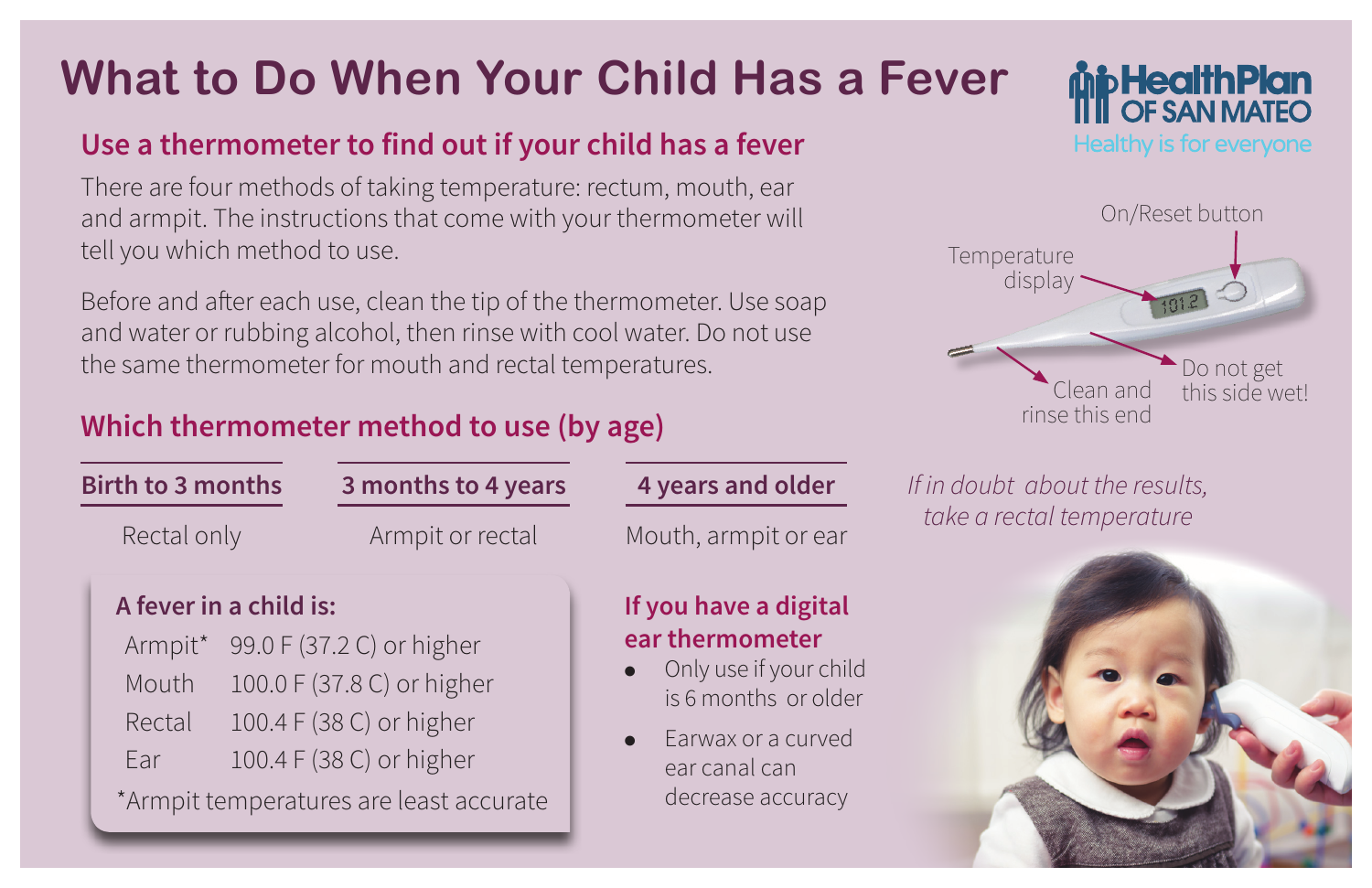# What to Do When Your Child Has a Fever

HealthPlan OF SAN MATEO
Healthy is for everyone

## Use a thermometer to find out if your child has a fever

There are four methods of taking temperature: rectum, mouth, ear and armpit. The instructions that come with your thermometer will tell you which method to use.

Before and after each use, clean the tip of the thermometer. Use soap and water or rubbing alcohol, then rinse with cool water. Do not use the same thermometer for mouth and rectal temperatures.

On/Reset button

Temperature display

Clean and rinse this end

Do not get this side wet!

## Which thermometer method to use (by age)

| Birth to 3 months | 3 months to 4 years | 4 years and older |
|---|---|---|
| Rectal only | Armpit or rectal | Mouth, armpit or ear |

*If in doubt about the results, take a rectal temperature*

### A fever in a child is:

| | |
|---|---|
| Armpit* | 99.0 F (37.2 C) or higher |
| Mouth | 100.0 F (37.8 C) or higher |
| Rectal | 100.4 F (38 C) or higher |
| Ear | 100.4 F (38 C) or higher |

*Armpit temperatures are least accurate

### If you have a digital ear thermometer

- Only use if your child is 6 months or older
- Earwax or a curved ear canal can decrease accuracy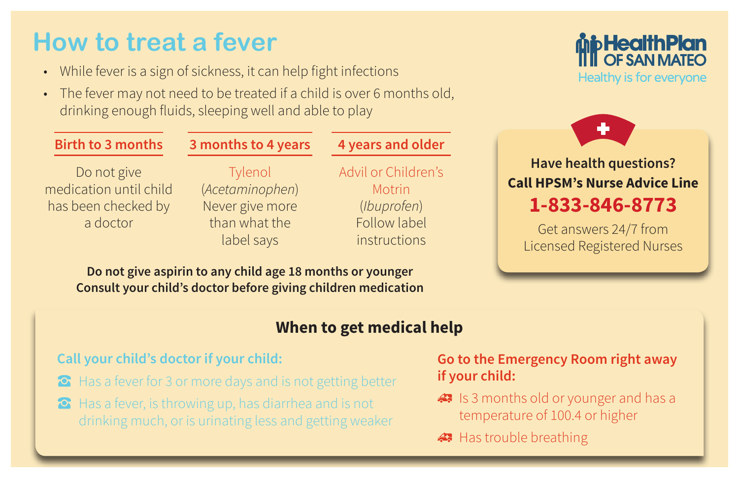# How to treat a fever

- While fever is a sign of sickness, it can help fight infections
- The fever may not need to be treated if a child is over 6 months old, drinking enough fluids, sleeping well and able to play

| Birth to 3 months | 3 months to 4 years | 4 years and older |
|---|---|---|
| Do not give medication until child has been checked by a doctor | Tylenol (*Acetaminophen*) Never give more than what the label says | Advil or Children's Motrin (*Ibuprofen*) Follow label instructions |

**Do not give aspirin to any child age 18 months or younger**
**Consult your child's doctor before giving children medication**

HealthPlan OF SAN MATEO
Healthy is for everyone

**Have health questions?**
**Call HPSM's Nurse Advice Line**
**1-833-846-8773**
Get answers 24/7 from Licensed Registered Nurses

## When to get medical help

### Call your child's doctor if your child:

- Has a fever for 3 or more days and is not getting better
- Has a fever, is throwing up, has diarrhea and is not drinking much, or is urinating less and getting weaker

### Go to the Emergency Room right away if your child:

- Is 3 months old or younger and has a temperature of 100.4 or higher
- Has trouble breathing